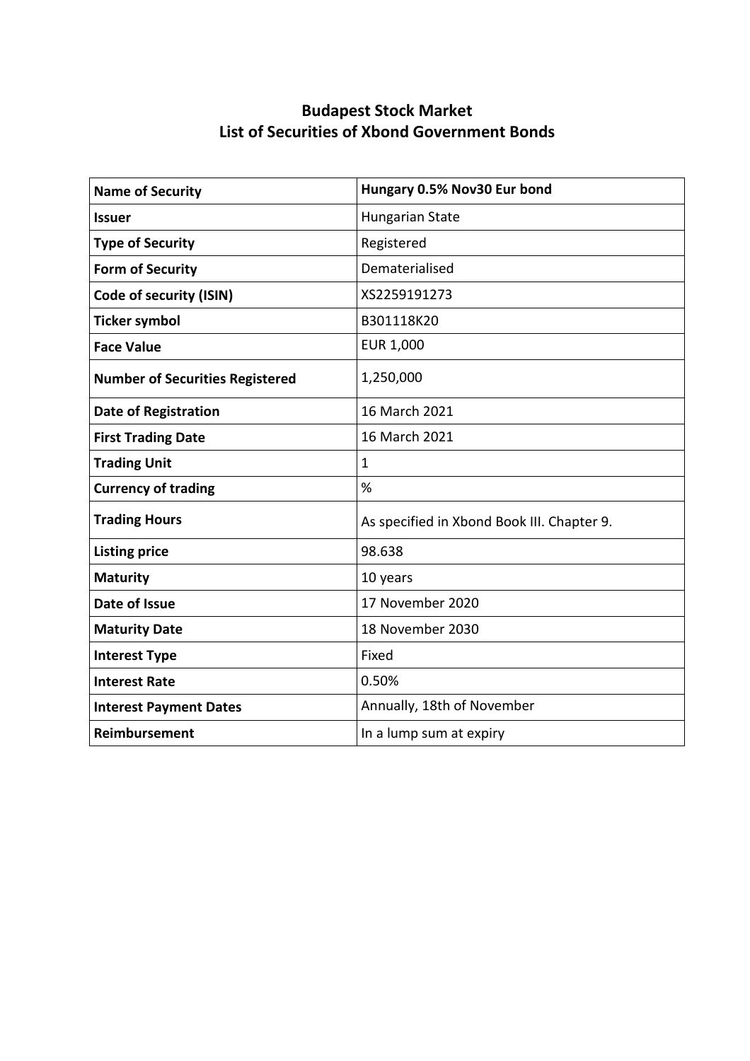# Budapest Stock Market
## List of Securities of Xbond Government Bonds

| **Name of Security** | **Hungary 0.5% Nov30 Eur bond** |
|---|---|
| **Issuer** | Hungarian State |
| **Type of Security** | Registered |
| **Form of Security** | Dematerialised |
| **Code of security (ISIN)** | XS2259191273 |
| **Ticker symbol** | B301118K20 |
| **Face Value** | EUR 1,000 |
| **Number of Securities Registered** | 1,250,000 |
| **Date of Registration** | 16 March 2021 |
| **First Trading Date** | 16 March 2021 |
| **Trading Unit** | 1 |
| **Currency of trading** | % |
| **Trading Hours** | As specified in Xbond Book III. Chapter 9. |
| **Listing price** | 98.638 |
| **Maturity** | 10 years |
| **Date of Issue** | 17 November 2020 |
| **Maturity Date** | 18 November 2030 |
| **Interest Type** | Fixed |
| **Interest Rate** | 0.50% |
| **Interest Payment Dates** | Annually, 18th of November |
| **Reimbursement** | In a lump sum at expiry |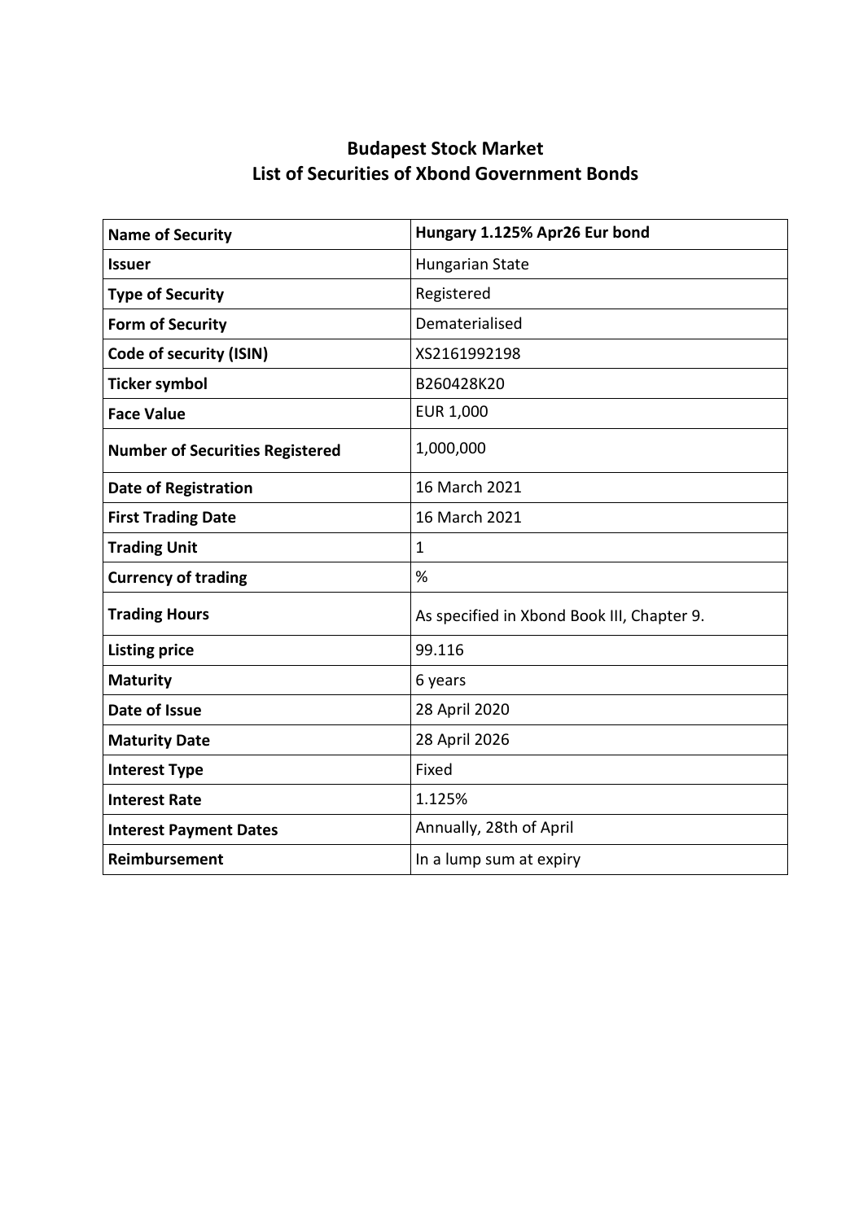# Budapest Stock Market
## List of Securities of Xbond Government Bonds

| **Name of Security** | **Hungary 1.125% Apr26 Eur bond** |
|---|---|
| **Issuer** | Hungarian State |
| **Type of Security** | Registered |
| **Form of Security** | Dematerialised |
| **Code of security (ISIN)** | XS2161992198 |
| **Ticker symbol** | B260428K20 |
| **Face Value** | EUR 1,000 |
| **Number of Securities Registered** | 1,000,000 |
| **Date of Registration** | 16 March 2021 |
| **First Trading Date** | 16 March 2021 |
| **Trading Unit** | 1 |
| **Currency of trading** | % |
| **Trading Hours** | As specified in Xbond Book III, Chapter 9. |
| **Listing price** | 99.116 |
| **Maturity** | 6 years |
| **Date of Issue** | 28 April 2020 |
| **Maturity Date** | 28 April 2026 |
| **Interest Type** | Fixed |
| **Interest Rate** | 1.125% |
| **Interest Payment Dates** | Annually, 28th of April |
| **Reimbursement** | In a lump sum at expiry |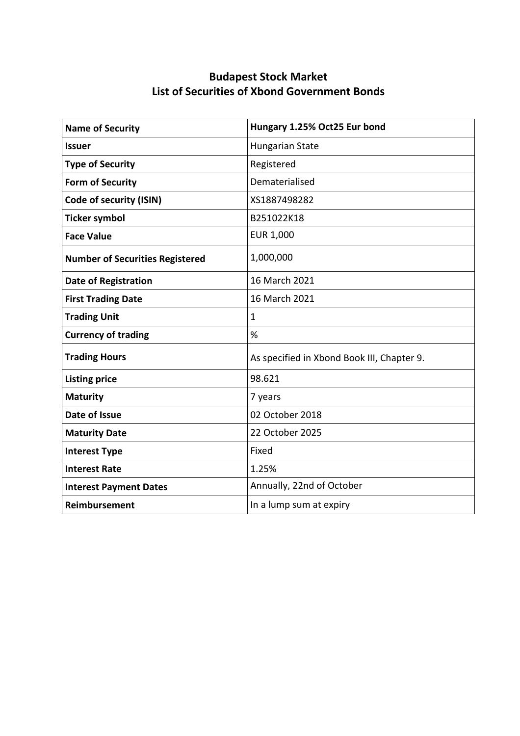# Budapest Stock Market
## List of Securities of Xbond Government Bonds

| **Name of Security** | **Hungary 1.25% Oct25 Eur bond** |
|---|---|
| **Issuer** | Hungarian State |
| **Type of Security** | Registered |
| **Form of Security** | Dematerialised |
| **Code of security (ISIN)** | XS1887498282 |
| **Ticker symbol** | B251022K18 |
| **Face Value** | EUR 1,000 |
| **Number of Securities Registered** | 1,000,000 |
| **Date of Registration** | 16 March 2021 |
| **First Trading Date** | 16 March 2021 |
| **Trading Unit** | 1 |
| **Currency of trading** | % |
| **Trading Hours** | As specified in Xbond Book III, Chapter 9. |
| **Listing price** | 98.621 |
| **Maturity** | 7 years |
| **Date of Issue** | 02 October 2018 |
| **Maturity Date** | 22 October 2025 |
| **Interest Type** | Fixed |
| **Interest Rate** | 1.25% |
| **Interest Payment Dates** | Annually, 22nd of October |
| **Reimbursement** | In a lump sum at expiry |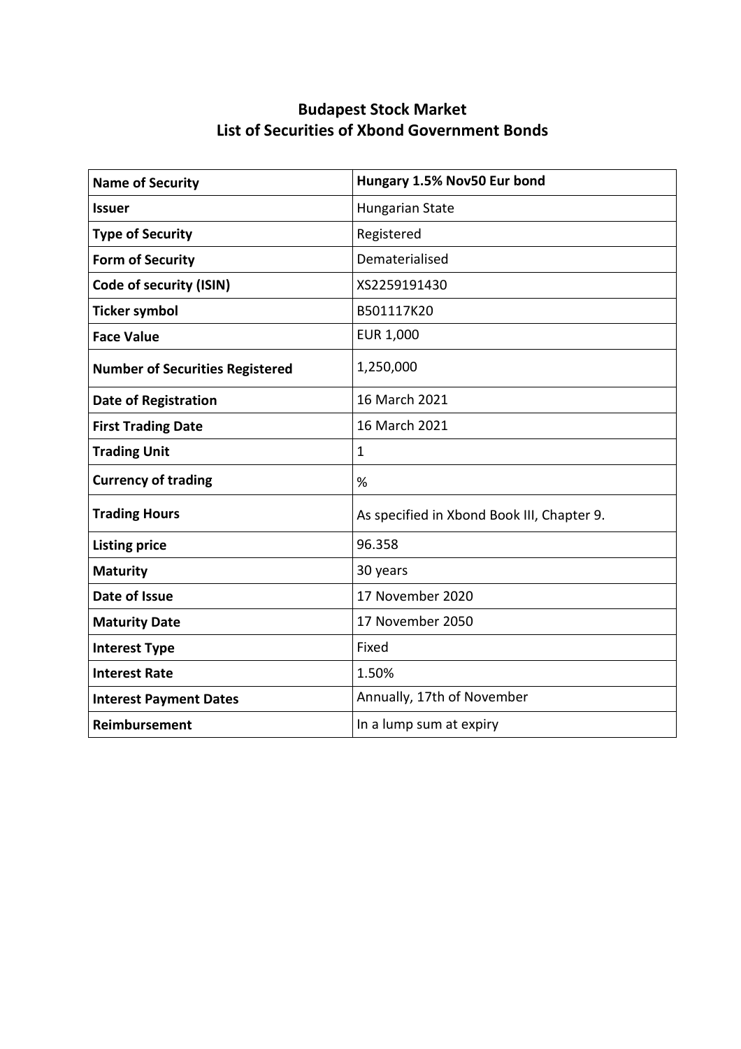# Budapest Stock Market
# List of Securities of Xbond Government Bonds

| **Name of Security** | **Hungary 1.5% Nov50 Eur bond** |
|---|---|
| **Issuer** | Hungarian State |
| **Type of Security** | Registered |
| **Form of Security** | Dematerialised |
| **Code of security (ISIN)** | XS2259191430 |
| **Ticker symbol** | B501117K20 |
| **Face Value** | EUR 1,000 |
| **Number of Securities Registered** | 1,250,000 |
| **Date of Registration** | 16 March 2021 |
| **First Trading Date** | 16 March 2021 |
| **Trading Unit** | 1 |
| **Currency of trading** | % |
| **Trading Hours** | As specified in Xbond Book III, Chapter 9. |
| **Listing price** | 96.358 |
| **Maturity** | 30 years |
| **Date of Issue** | 17 November 2020 |
| **Maturity Date** | 17 November 2050 |
| **Interest Type** | Fixed |
| **Interest Rate** | 1.50% |
| **Interest Payment Dates** | Annually, 17th of November |
| **Reimbursement** | In a lump sum at expiry |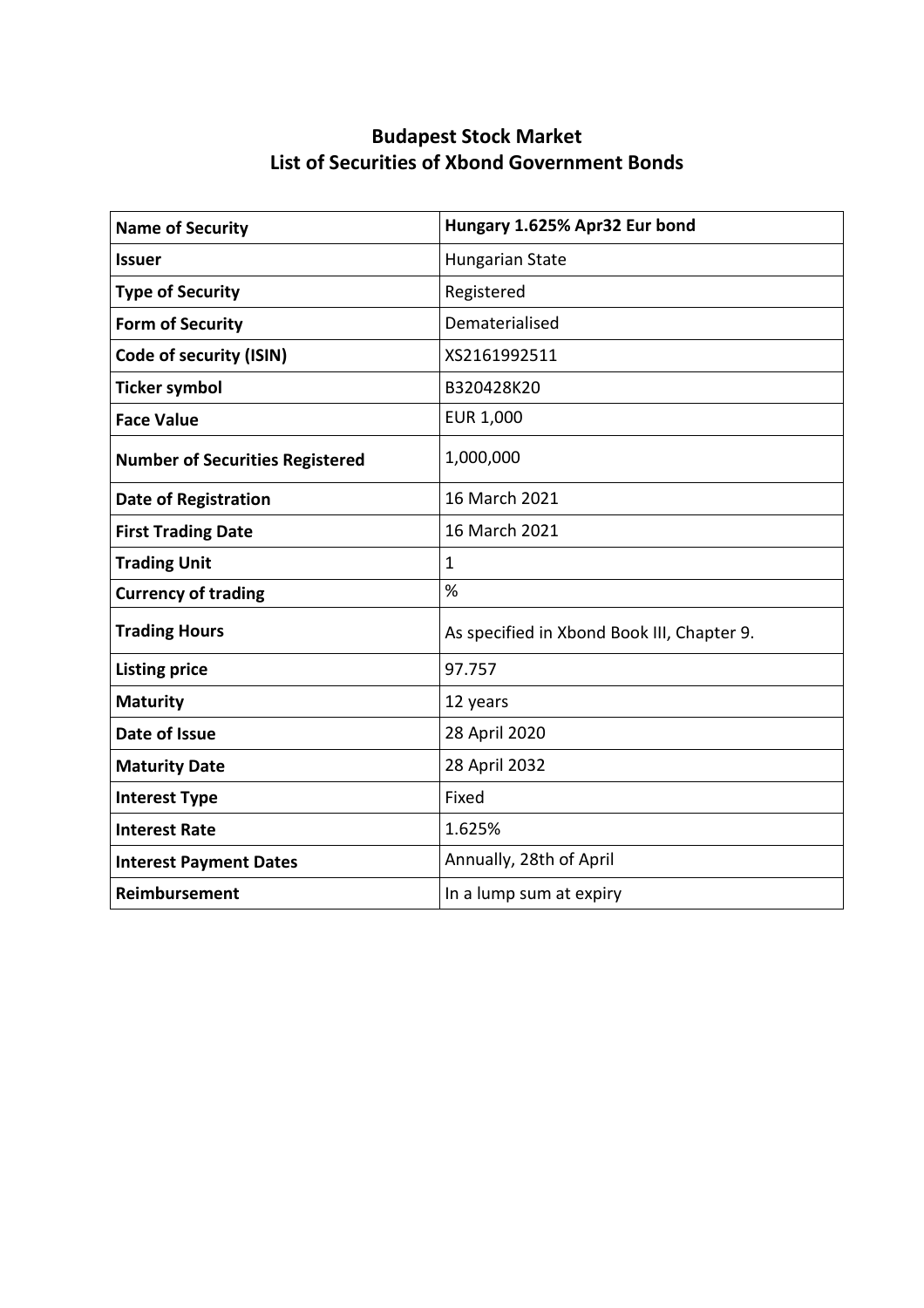# Budapest Stock Market
## List of Securities of Xbond Government Bonds

| **Name of Security** | **Hungary 1.625% Apr32 Eur bond** |
|---|---|
| **Issuer** | Hungarian State |
| **Type of Security** | Registered |
| **Form of Security** | Dematerialised |
| **Code of security (ISIN)** | XS2161992511 |
| **Ticker symbol** | B320428K20 |
| **Face Value** | EUR 1,000 |
| **Number of Securities Registered** | 1,000,000 |
| **Date of Registration** | 16 March 2021 |
| **First Trading Date** | 16 March 2021 |
| **Trading Unit** | 1 |
| **Currency of trading** | % |
| **Trading Hours** | As specified in Xbond Book III, Chapter 9. |
| **Listing price** | 97.757 |
| **Maturity** | 12 years |
| **Date of Issue** | 28 April 2020 |
| **Maturity Date** | 28 April 2032 |
| **Interest Type** | Fixed |
| **Interest Rate** | 1.625% |
| **Interest Payment Dates** | Annually, 28th of April |
| **Reimbursement** | In a lump sum at expiry |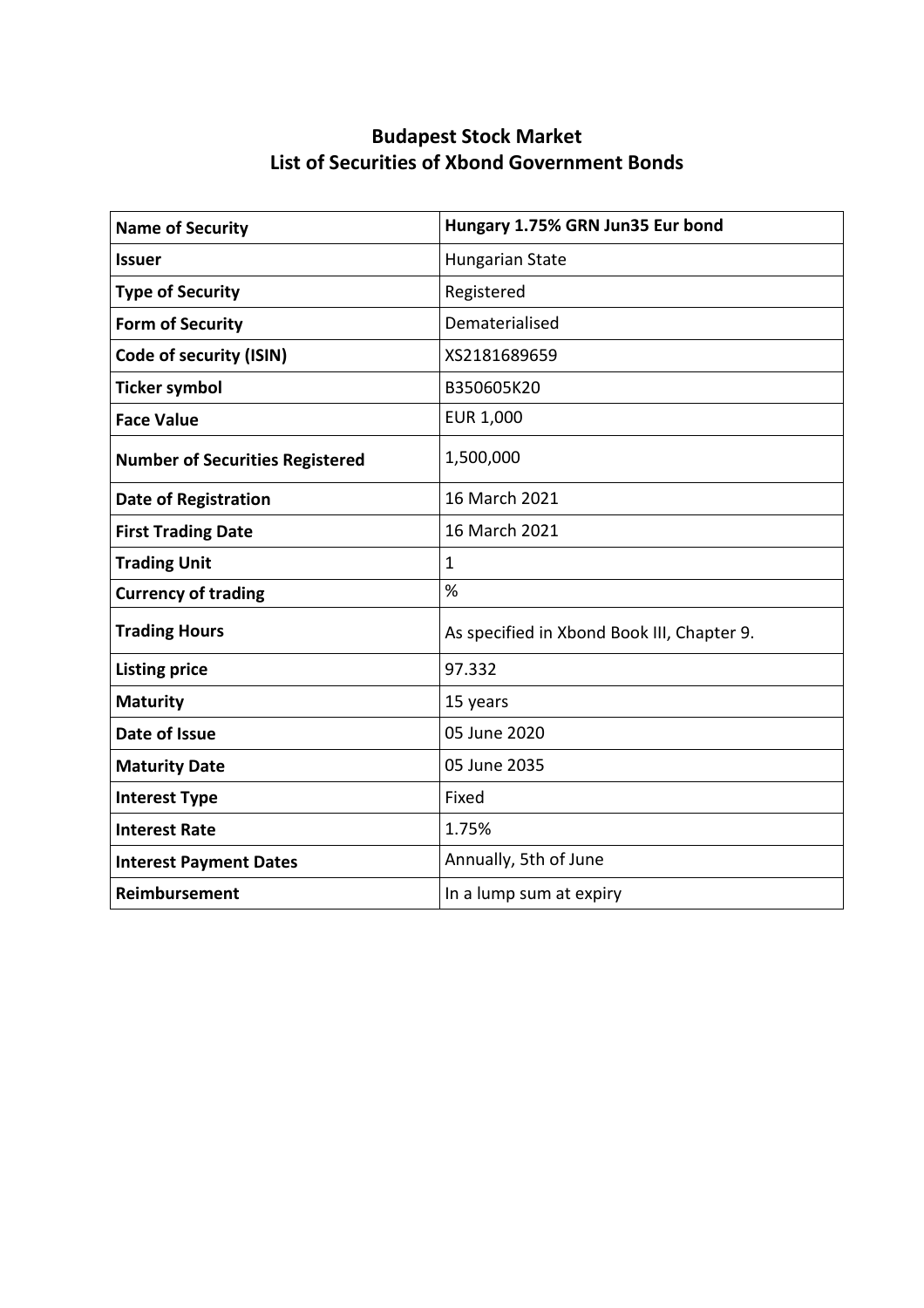# Budapest Stock Market
# List of Securities of Xbond Government Bonds

| Name of Security | Hungary 1.75% GRN Jun35 Eur bond |
| --- | --- |
| Issuer | Hungarian State |
| Type of Security | Registered |
| Form of Security | Dematerialised |
| Code of security (ISIN) | XS2181689659 |
| Ticker symbol | B350605K20 |
| Face Value | EUR 1,000 |
| Number of Securities Registered | 1,500,000 |
| Date of Registration | 16 March 2021 |
| First Trading Date | 16 March 2021 |
| Trading Unit | 1 |
| Currency of trading | % |
| Trading Hours | As specified in Xbond Book III, Chapter 9. |
| Listing price | 97.332 |
| Maturity | 15 years |
| Date of Issue | 05 June 2020 |
| Maturity Date | 05 June 2035 |
| Interest Type | Fixed |
| Interest Rate | 1.75% |
| Interest Payment Dates | Annually, 5th of June |
| Reimbursement | In a lump sum at expiry |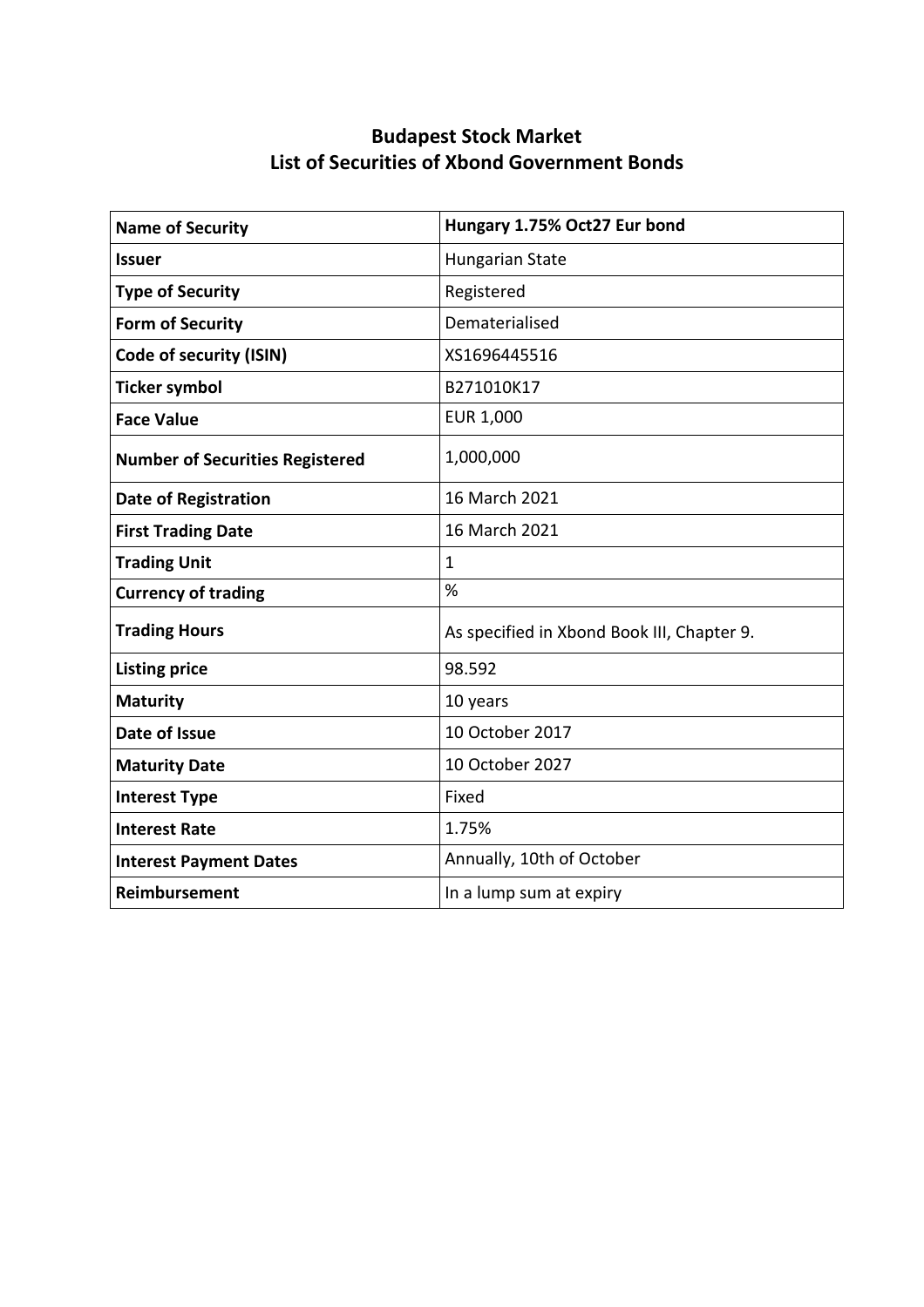# Budapest Stock Market
## List of Securities of Xbond Government Bonds

| **Name of Security** | **Hungary 1.75% Oct27 Eur bond** |
|---|---|
| **Issuer** | Hungarian State |
| **Type of Security** | Registered |
| **Form of Security** | Dematerialised |
| **Code of security (ISIN)** | XS1696445516 |
| **Ticker symbol** | B271010K17 |
| **Face Value** | EUR 1,000 |
| **Number of Securities Registered** | 1,000,000 |
| **Date of Registration** | 16 March 2021 |
| **First Trading Date** | 16 March 2021 |
| **Trading Unit** | 1 |
| **Currency of trading** | % |
| **Trading Hours** | As specified in Xbond Book III, Chapter 9. |
| **Listing price** | 98.592 |
| **Maturity** | 10 years |
| **Date of Issue** | 10 October 2017 |
| **Maturity Date** | 10 October 2027 |
| **Interest Type** | Fixed |
| **Interest Rate** | 1.75% |
| **Interest Payment Dates** | Annually, 10th of October |
| **Reimbursement** | In a lump sum at expiry |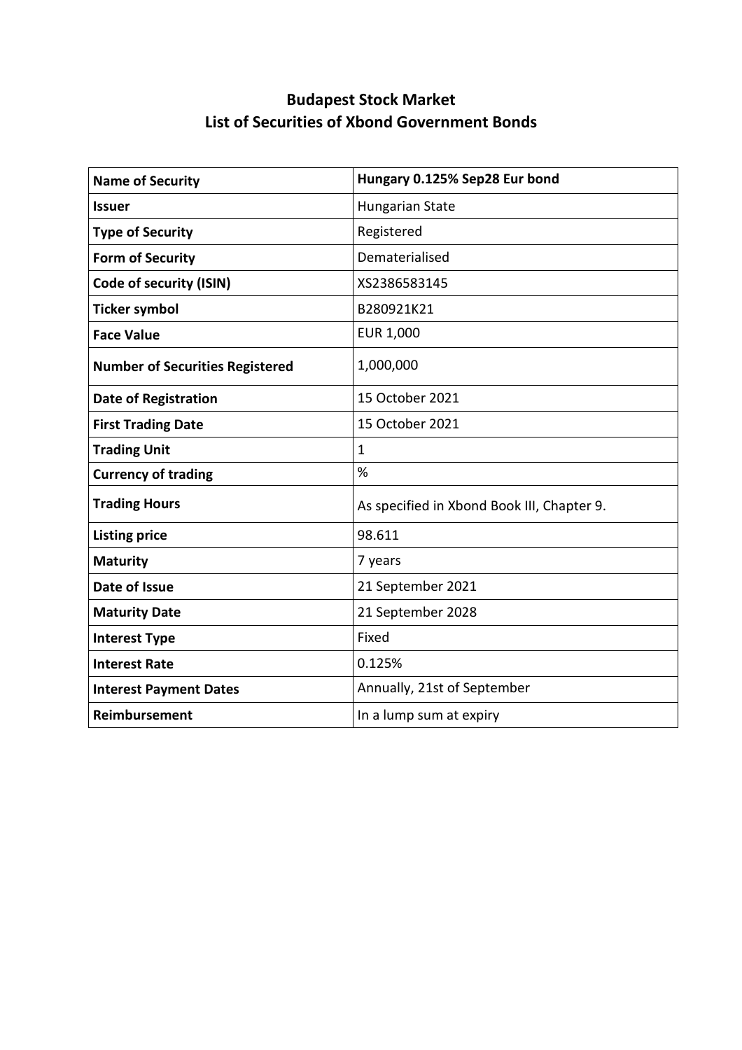# Budapest Stock Market
## List of Securities of Xbond Government Bonds

| | |
|---|---|
| **Name of Security** | **Hungary 0.125% Sep28 Eur bond** |
| **Issuer** | Hungarian State |
| **Type of Security** | Registered |
| **Form of Security** | Dematerialised |
| **Code of security (ISIN)** | XS2386583145 |
| **Ticker symbol** | B280921K21 |
| **Face Value** | EUR 1,000 |
| **Number of Securities Registered** | 1,000,000 |
| **Date of Registration** | 15 October 2021 |
| **First Trading Date** | 15 October 2021 |
| **Trading Unit** | 1 |
| **Currency of trading** | % |
| **Trading Hours** | As specified in Xbond Book III, Chapter 9. |
| **Listing price** | 98.611 |
| **Maturity** | 7 years |
| **Date of Issue** | 21 September 2021 |
| **Maturity Date** | 21 September 2028 |
| **Interest Type** | Fixed |
| **Interest Rate** | 0.125% |
| **Interest Payment Dates** | Annually, 21st of September |
| **Reimbursement** | In a lump sum at expiry |